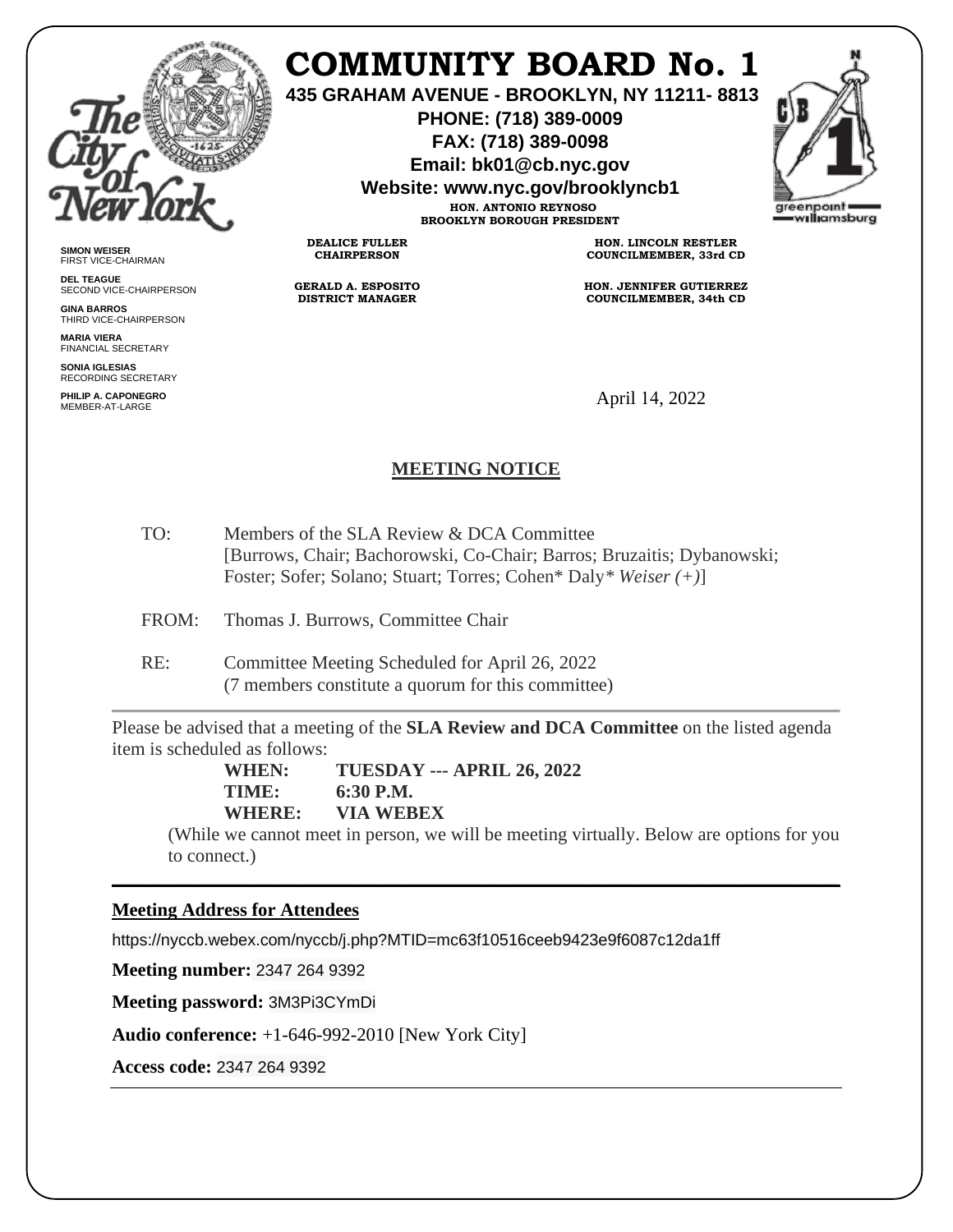# COMMUNITY BOARD No. 1

**435 GRAHAM AVENUE - BROOKLYN, NY 11211- 8813**
**PHONE: (718) 389-0009**
**FAX: (718) 389-0098**
**Email: bk01@cb.nyc.gov**
**Website: www.nyc.gov/brooklyncb1**

**HON. ANTONIO REYNOSO**
**BROOKLYN BOROUGH PRESIDENT**

**DEALICE FULLER**
**CHAIRPERSON**

**HON. LINCOLN RESTLER**
**COUNCILMEMBER, 33rd CD**

**GERALD A. ESPOSITO**
**DISTRICT MANAGER**

**HON. JENNIFER GUTIERREZ**
**COUNCILMEMBER, 34th CD**

**SIMON WEISER**
FIRST VICE-CHAIRMAN

**DEL TEAGUE**
SECOND VICE-CHAIRPERSON

**GINA BARROS**
THIRD VICE-CHAIRPERSON

**MARIA VIERA**
FINANCIAL SECRETARY

**SONIA IGLESIAS**
RECORDING SECRETARY

**PHILIP A. CAPONEGRO**
MEMBER-AT-LARGE

April 14, 2022

## MEETING NOTICE

TO: Members of the SLA Review & DCA Committee
[Burrows, Chair; Bachorowski, Co-Chair; Barros; Bruzaitis; Dybanowski; Foster; Sofer; Solano; Stuart; Torres; Cohen* Daly* *Weiser (+)*]

FROM: Thomas J. Burrows, Committee Chair

RE: Committee Meeting Scheduled for April 26, 2022
(7 members constitute a quorum for this committee)

---

Please be advised that a meeting of the **SLA Review and DCA Committee** on the listed agenda item is scheduled as follows:

**WHEN: TUESDAY --- APRIL 26, 2022**
**TIME: 6:30 P.M.**
**WHERE: VIA WEBEX**

(While we cannot meet in person, we will be meeting virtually. Below are options for you to connect.)

---

**Meeting Address for Attendees**

https://nyccb.webex.com/nyccb/j.php?MTID=mc63f10516ceeb9423e9f6087c12da1ff

**Meeting number:** 2347 264 9392

**Meeting password:** 3M3Pi3CYmDi

**Audio conference:** +1-646-992-2010 [New York City]

**Access code:** 2347 264 9392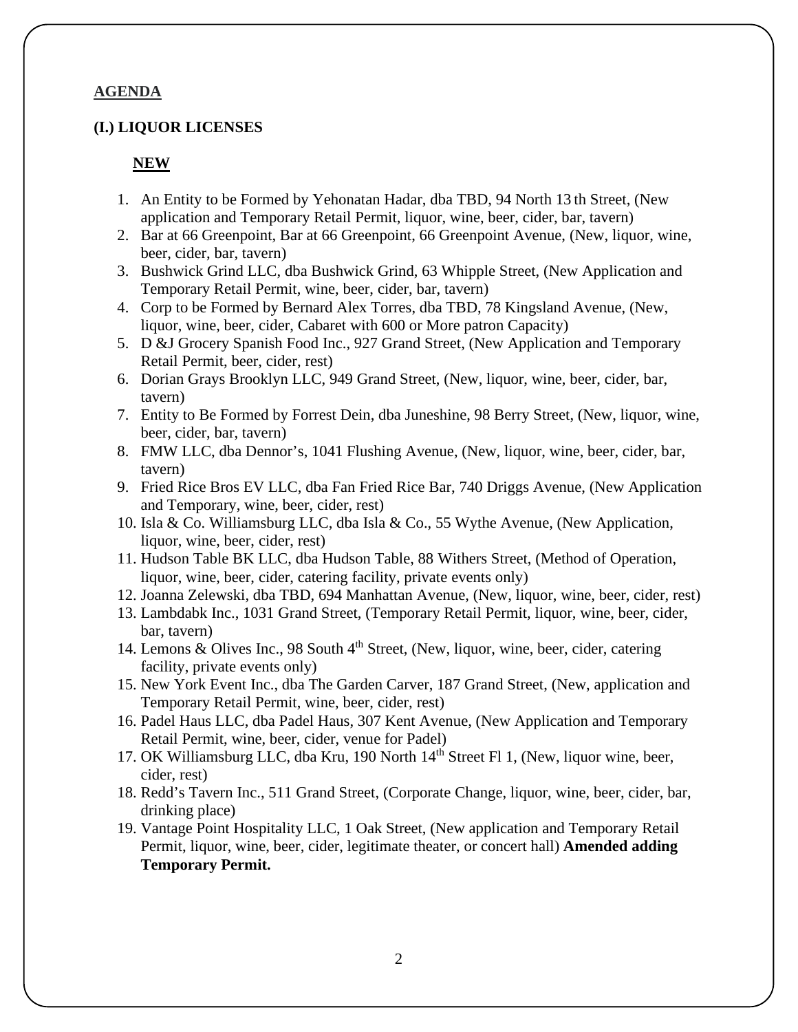**AGENDA**

**(I.) LIQUOR LICENSES**

**NEW**

1. An Entity to be Formed by Yehonatan Hadar, dba TBD, 94 North 13 th Street, (New application and Temporary Retail Permit, liquor, wine, beer, cider, bar, tavern)
2. Bar at 66 Greenpoint, Bar at 66 Greenpoint, 66 Greenpoint Avenue, (New, liquor, wine, beer, cider, bar, tavern)
3. Bushwick Grind LLC, dba Bushwick Grind, 63 Whipple Street, (New Application and Temporary Retail Permit, wine, beer, cider, bar, tavern)
4. Corp to be Formed by Bernard Alex Torres, dba TBD, 78 Kingsland Avenue, (New, liquor, wine, beer, cider, Cabaret with 600 or More patron Capacity)
5. D &J Grocery Spanish Food Inc., 927 Grand Street, (New Application and Temporary Retail Permit, beer, cider, rest)
6. Dorian Grays Brooklyn LLC, 949 Grand Street, (New, liquor, wine, beer, cider, bar, tavern)
7. Entity to Be Formed by Forrest Dein, dba Juneshine, 98 Berry Street, (New, liquor, wine, beer, cider, bar, tavern)
8. FMW LLC, dba Dennor's, 1041 Flushing Avenue, (New, liquor, wine, beer, cider, bar, tavern)
9. Fried Rice Bros EV LLC, dba Fan Fried Rice Bar, 740 Driggs Avenue, (New Application and Temporary, wine, beer, cider, rest)
10. Isla & Co. Williamsburg LLC, dba Isla & Co., 55 Wythe Avenue, (New Application, liquor, wine, beer, cider, rest)
11. Hudson Table BK LLC, dba Hudson Table, 88 Withers Street, (Method of Operation, liquor, wine, beer, cider, catering facility, private events only)
12. Joanna Zelewski, dba TBD, 694 Manhattan Avenue, (New, liquor, wine, beer, cider, rest)
13. Lambdabk Inc., 1031 Grand Street, (Temporary Retail Permit, liquor, wine, beer, cider, bar, tavern)
14. Lemons & Olives Inc., 98 South 4th Street, (New, liquor, wine, beer, cider, catering facility, private events only)
15. New York Event Inc., dba The Garden Carver, 187 Grand Street, (New, application and Temporary Retail Permit, wine, beer, cider, rest)
16. Padel Haus LLC, dba Padel Haus, 307 Kent Avenue, (New Application and Temporary Retail Permit, wine, beer, cider, venue for Padel)
17. OK Williamsburg LLC, dba Kru, 190 North 14th Street Fl 1, (New, liquor wine, beer, cider, rest)
18. Redd's Tavern Inc., 511 Grand Street, (Corporate Change, liquor, wine, beer, cider, bar, drinking place)
19. Vantage Point Hospitality LLC, 1 Oak Street, (New application and Temporary Retail Permit, liquor, wine, beer, cider, legitimate theater, or concert hall) **Amended adding Temporary Permit.**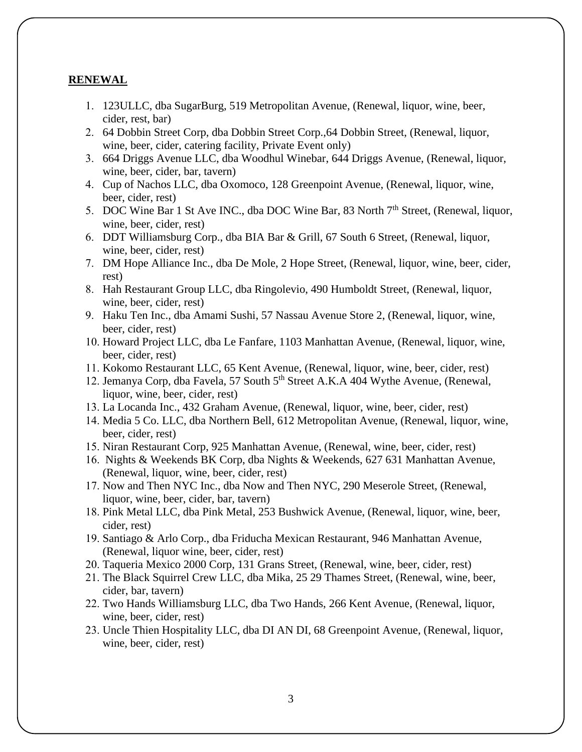**RENEWAL**

1. 123ULLC, dba SugarBurg, 519 Metropolitan Avenue, (Renewal, liquor, wine, beer, cider, rest, bar)
2. 64 Dobbin Street Corp, dba Dobbin Street Corp.,64 Dobbin Street, (Renewal, liquor, wine, beer, cider, catering facility, Private Event only)
3. 664 Driggs Avenue LLC, dba Woodhul Winebar, 644 Driggs Avenue, (Renewal, liquor, wine, beer, cider, bar, tavern)
4. Cup of Nachos LLC, dba Oxomoco, 128 Greenpoint Avenue, (Renewal, liquor, wine, beer, cider, rest)
5. DOC Wine Bar 1 St Ave INC., dba DOC Wine Bar, 83 North 7th Street, (Renewal, liquor, wine, beer, cider, rest)
6. DDT Williamsburg Corp., dba BIA Bar & Grill, 67 South 6 Street, (Renewal, liquor, wine, beer, cider, rest)
7. DM Hope Alliance Inc., dba De Mole, 2 Hope Street, (Renewal, liquor, wine, beer, cider, rest)
8. Hah Restaurant Group LLC, dba Ringolevio, 490 Humboldt Street, (Renewal, liquor, wine, beer, cider, rest)
9. Haku Ten Inc., dba Amami Sushi, 57 Nassau Avenue Store 2, (Renewal, liquor, wine, beer, cider, rest)
10. Howard Project LLC, dba Le Fanfare, 1103 Manhattan Avenue, (Renewal, liquor, wine, beer, cider, rest)
11. Kokomo Restaurant LLC, 65 Kent Avenue, (Renewal, liquor, wine, beer, cider, rest)
12. Jemanya Corp, dba Favela, 57 South 5th Street A.K.A 404 Wythe Avenue, (Renewal, liquor, wine, beer, cider, rest)
13. La Locanda Inc., 432 Graham Avenue, (Renewal, liquor, wine, beer, cider, rest)
14. Media 5 Co. LLC, dba Northern Bell, 612 Metropolitan Avenue, (Renewal, liquor, wine, beer, cider, rest)
15. Niran Restaurant Corp, 925 Manhattan Avenue, (Renewal, wine, beer, cider, rest)
16. Nights & Weekends BK Corp, dba Nights & Weekends, 627 631 Manhattan Avenue, (Renewal, liquor, wine, beer, cider, rest)
17. Now and Then NYC Inc., dba Now and Then NYC, 290 Meserole Street, (Renewal, liquor, wine, beer, cider, bar, tavern)
18. Pink Metal LLC, dba Pink Metal, 253 Bushwick Avenue, (Renewal, liquor, wine, beer, cider, rest)
19. Santiago & Arlo Corp., dba Friducha Mexican Restaurant, 946 Manhattan Avenue, (Renewal, liquor wine, beer, cider, rest)
20. Taqueria Mexico 2000 Corp, 131 Grans Street, (Renewal, wine, beer, cider, rest)
21. The Black Squirrel Crew LLC, dba Mika, 25 29 Thames Street, (Renewal, wine, beer, cider, bar, tavern)
22. Two Hands Williamsburg LLC, dba Two Hands, 266 Kent Avenue, (Renewal, liquor, wine, beer, cider, rest)
23. Uncle Thien Hospitality LLC, dba DI AN DI, 68 Greenpoint Avenue, (Renewal, liquor, wine, beer, cider, rest)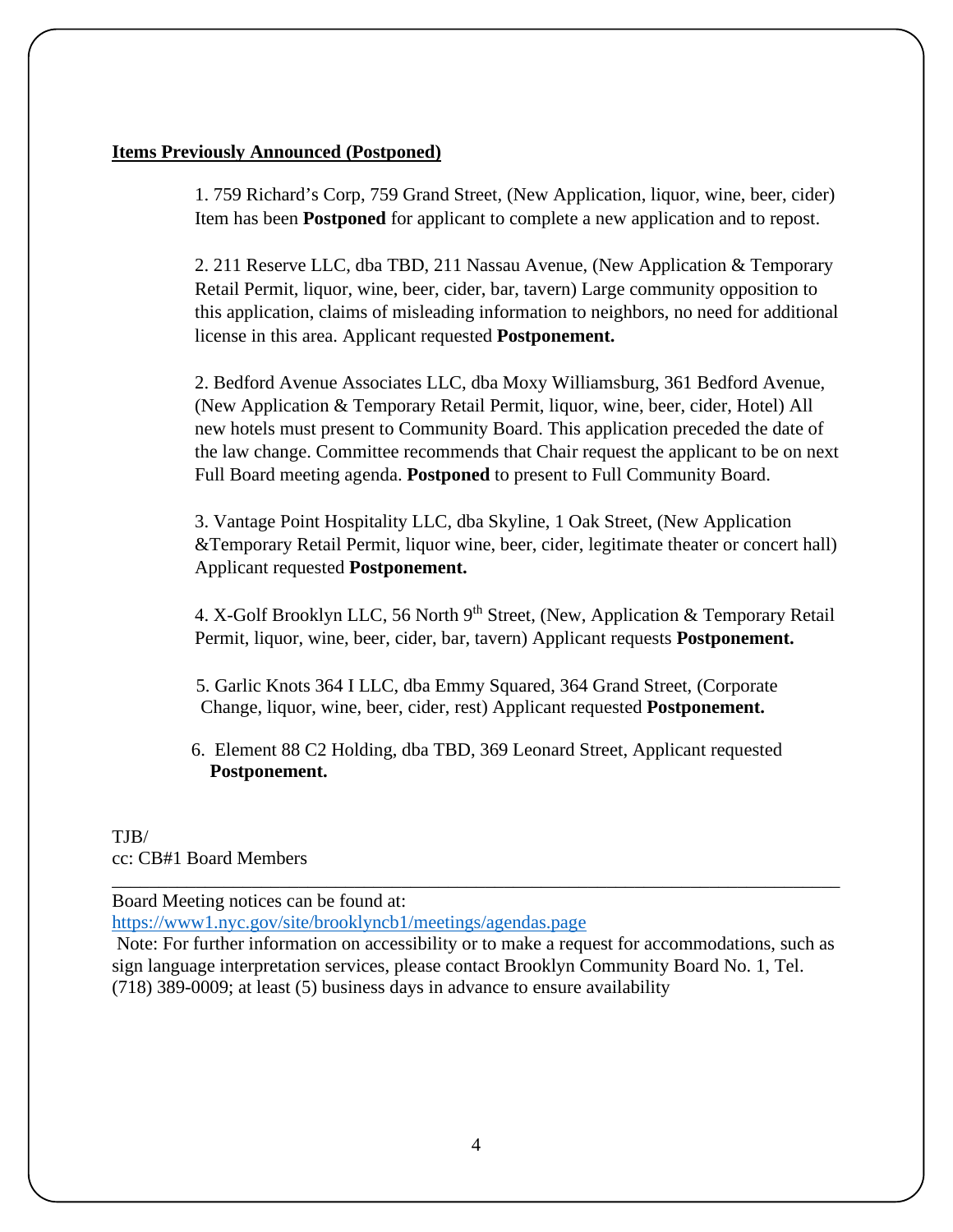**Items Previously Announced (Postponed)**

1. 759 Richard's Corp, 759 Grand Street, (New Application, liquor, wine, beer, cider) Item has been **Postponed** for applicant to complete a new application and to repost.

2. 211 Reserve LLC, dba TBD, 211 Nassau Avenue, (New Application & Temporary Retail Permit, liquor, wine, beer, cider, bar, tavern) Large community opposition to this application, claims of misleading information to neighbors, no need for additional license in this area. Applicant requested **Postponement.**

2. Bedford Avenue Associates LLC, dba Moxy Williamsburg, 361 Bedford Avenue, (New Application & Temporary Retail Permit, liquor, wine, beer, cider, Hotel) All new hotels must present to Community Board. This application preceded the date of the law change. Committee recommends that Chair request the applicant to be on next Full Board meeting agenda. **Postponed** to present to Full Community Board.

3. Vantage Point Hospitality LLC, dba Skyline, 1 Oak Street, (New Application &Temporary Retail Permit, liquor wine, beer, cider, legitimate theater or concert hall) Applicant requested **Postponement.**

4. X-Golf Brooklyn LLC, 56 North 9th Street, (New, Application & Temporary Retail Permit, liquor, wine, beer, cider, bar, tavern) Applicant requests **Postponement.**

5. Garlic Knots 364 I LLC, dba Emmy Squared, 364 Grand Street, (Corporate Change, liquor, wine, beer, cider, rest) Applicant requested **Postponement.**

6. Element 88 C2 Holding, dba TBD, 369 Leonard Street, Applicant requested **Postponement.**

TJB/
cc: CB#1 Board Members

---

Board Meeting notices can be found at:
https://www1.nyc.gov/site/brooklyncb1/meetings/agendas.page
Note: For further information on accessibility or to make a request for accommodations, such as sign language interpretation services, please contact Brooklyn Community Board No. 1, Tel. (718) 389-0009; at least (5) business days in advance to ensure availability